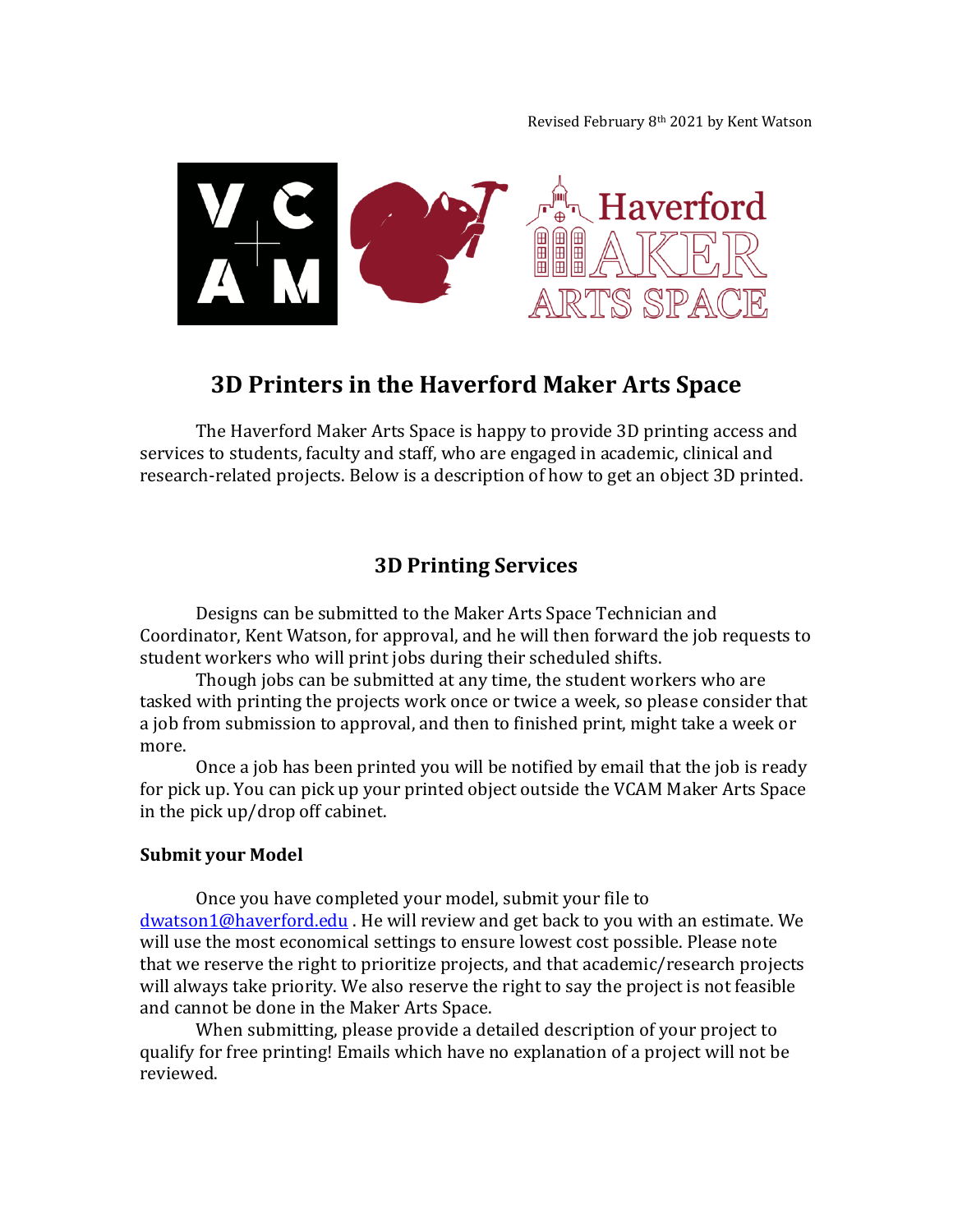Revised February 8th 2021 by Kent Watson

# 3D Printers in the Haverford Maker Arts Space

The Haverford Maker Arts Space is happy to provide 3D printing access and services to students, faculty and staff, who are engaged in academic, clinical and research-related projects. Below is a description of how to get an object 3D printed.

## 3D Printing Services

Designs can be submitted to the Maker Arts Space Technician and Coordinator, Kent Watson, for approval, and he will then forward the job requests to student workers who will print jobs during their scheduled shifts.

Though jobs can be submitted at any time, the student workers who are tasked with printing the projects work once or twice a week, so please consider that a job from submission to approval, and then to finished print, might take a week or more.

Once a job has been printed you will be notified by email that the job is ready for pick up. You can pick up your printed object outside the VCAM Maker Arts Space in the pick up/drop off cabinet.

### Submit your Model

Once you have completed your model, submit your file to dwatson1@haverford.edu . He will review and get back to you with an estimate. We will use the most economical settings to ensure lowest cost possible. Please note that we reserve the right to prioritize projects, and that academic/research projects will always take priority. We also reserve the right to say the project is not feasible and cannot be done in the Maker Arts Space.

When submitting, please provide a detailed description of your project to qualify for free printing! Emails which have no explanation of a project will not be reviewed.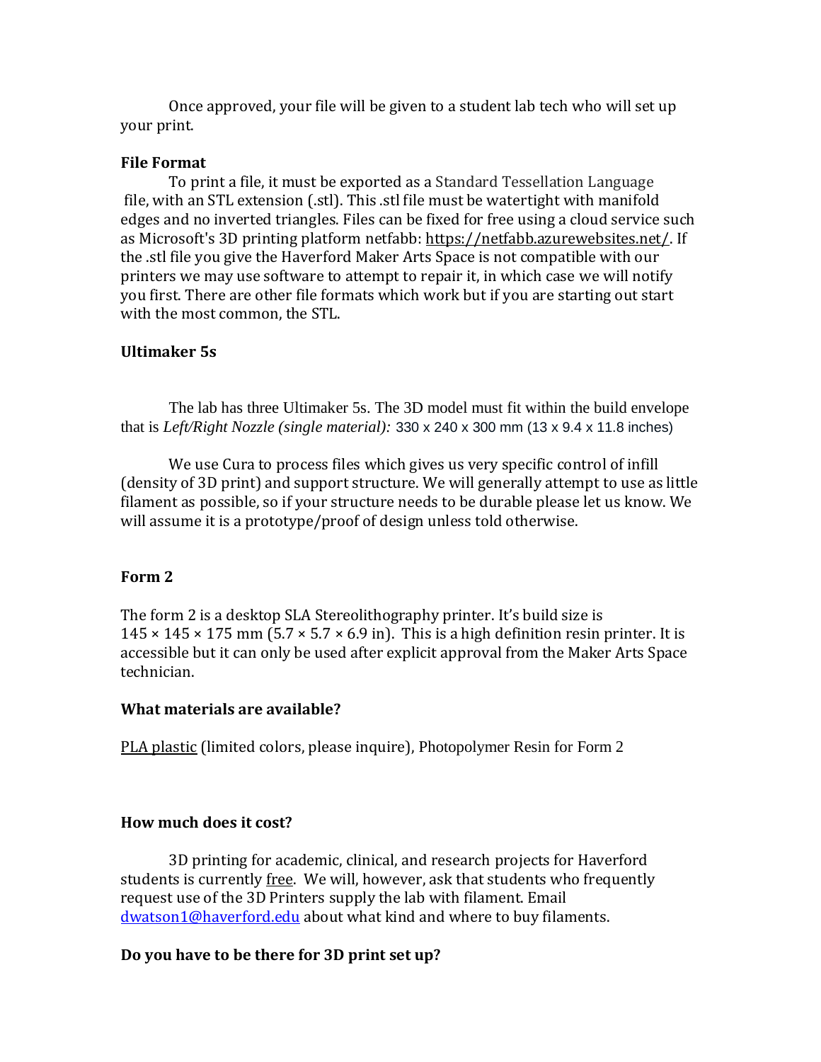Once approved, your file will be given to a student lab tech who will set up your print.

**File Format**

To print a file, it must be exported as a Standard Tessellation Language file, with an STL extension (.stl). This .stl file must be watertight with manifold edges and no inverted triangles. Files can be fixed for free using a cloud service such as Microsoft's 3D printing platform netfabb: https://netfabb.azurewebsites.net/. If the .stl file you give the Haverford Maker Arts Space is not compatible with our printers we may use software to attempt to repair it, in which case we will notify you first. There are other file formats which work but if you are starting out start with the most common, the STL.

**Ultimaker 5s**

The lab has three Ultimaker 5s. The 3D model must fit within the build envelope that is *Left/Right Nozzle (single material):* 330 x 240 x 300 mm (13 x 9.4 x 11.8 inches)

We use Cura to process files which gives us very specific control of infill (density of 3D print) and support structure. We will generally attempt to use as little filament as possible, so if your structure needs to be durable please let us know. We will assume it is a prototype/proof of design unless told otherwise.

**Form 2**

The form 2 is a desktop SLA Stereolithography printer. It's build size is 145 × 145 × 175 mm (5.7 × 5.7 × 6.9 in). This is a high definition resin printer. It is accessible but it can only be used after explicit approval from the Maker Arts Space technician.

**What materials are available?**

PLA plastic (limited colors, please inquire), Photopolymer Resin for Form 2

**How much does it cost?**

3D printing for academic, clinical, and research projects for Haverford students is currently free. We will, however, ask that students who frequently request use of the 3D Printers supply the lab with filament. Email dwatson1@haverford.edu about what kind and where to buy filaments.

**Do you have to be there for 3D print set up?**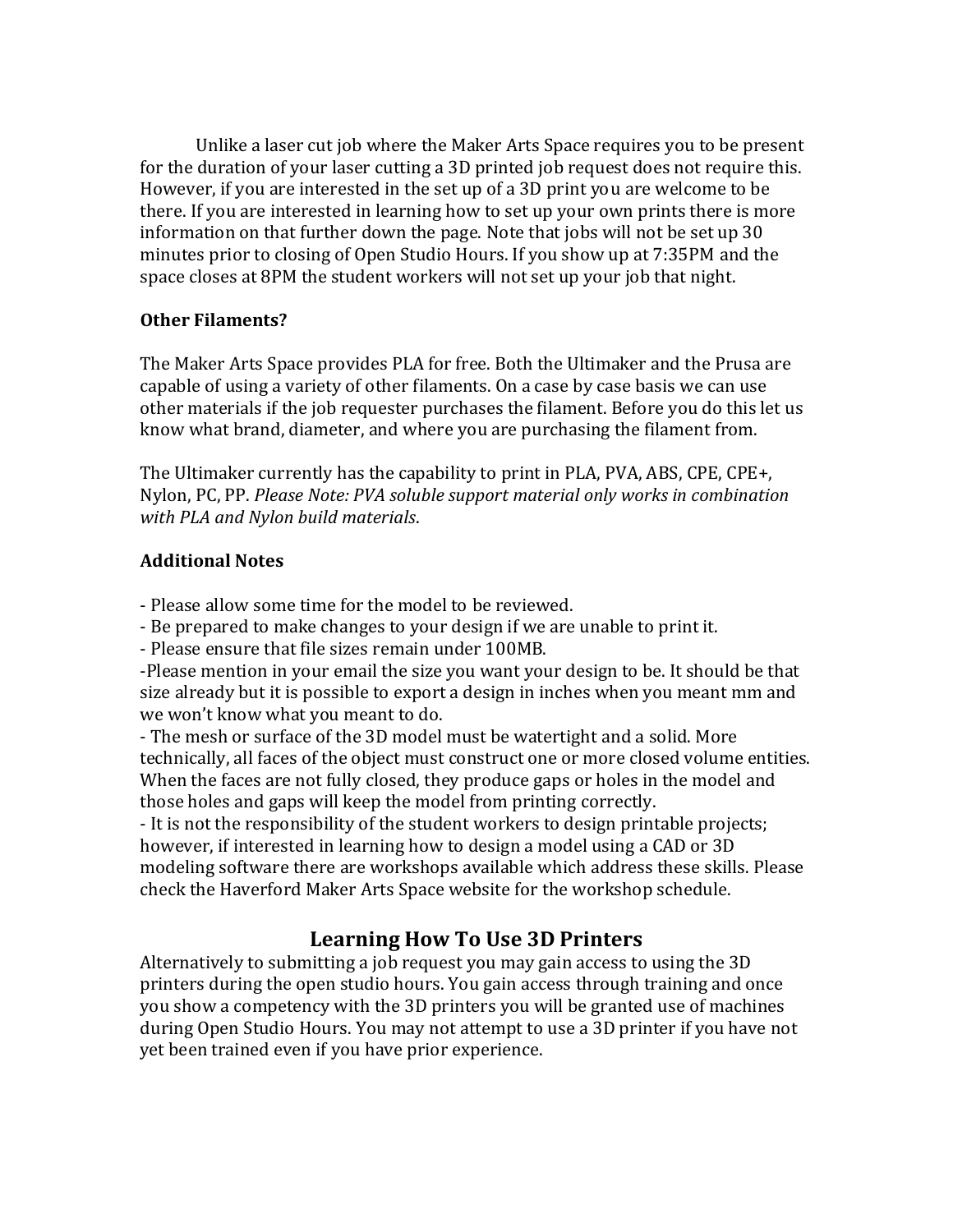Unlike a laser cut job where the Maker Arts Space requires you to be present for the duration of your laser cutting a 3D printed job request does not require this. However, if you are interested in the set up of a 3D print you are welcome to be there. If you are interested in learning how to set up your own prints there is more information on that further down the page. Note that jobs will not be set up 30 minutes prior to closing of Open Studio Hours. If you show up at 7:35PM and the space closes at 8PM the student workers will not set up your job that night.

**Other Filaments?**

The Maker Arts Space provides PLA for free. Both the Ultimaker and the Prusa are capable of using a variety of other filaments. On a case by case basis we can use other materials if the job requester purchases the filament. Before you do this let us know what brand, diameter, and where you are purchasing the filament from.

The Ultimaker currently has the capability to print in PLA, PVA, ABS, CPE, CPE+, Nylon, PC, PP. *Please Note: PVA soluble support material only works in combination with PLA and Nylon build materials*.

**Additional Notes**

- Please allow some time for the model to be reviewed.
- Be prepared to make changes to your design if we are unable to print it.
- Please ensure that file sizes remain under 100MB.
- Please mention in your email the size you want your design to be. It should be that size already but it is possible to export a design in inches when you meant mm and we won't know what you meant to do.
- The mesh or surface of the 3D model must be watertight and a solid. More technically, all faces of the object must construct one or more closed volume entities. When the faces are not fully closed, they produce gaps or holes in the model and those holes and gaps will keep the model from printing correctly.
- It is not the responsibility of the student workers to design printable projects; however, if interested in learning how to design a model using a CAD or 3D modeling software there are workshops available which address these skills. Please check the Haverford Maker Arts Space website for the workshop schedule.

## Learning How To Use 3D Printers

Alternatively to submitting a job request you may gain access to using the 3D printers during the open studio hours. You gain access through training and once you show a competency with the 3D printers you will be granted use of machines during Open Studio Hours. You may not attempt to use a 3D printer if you have not yet been trained even if you have prior experience.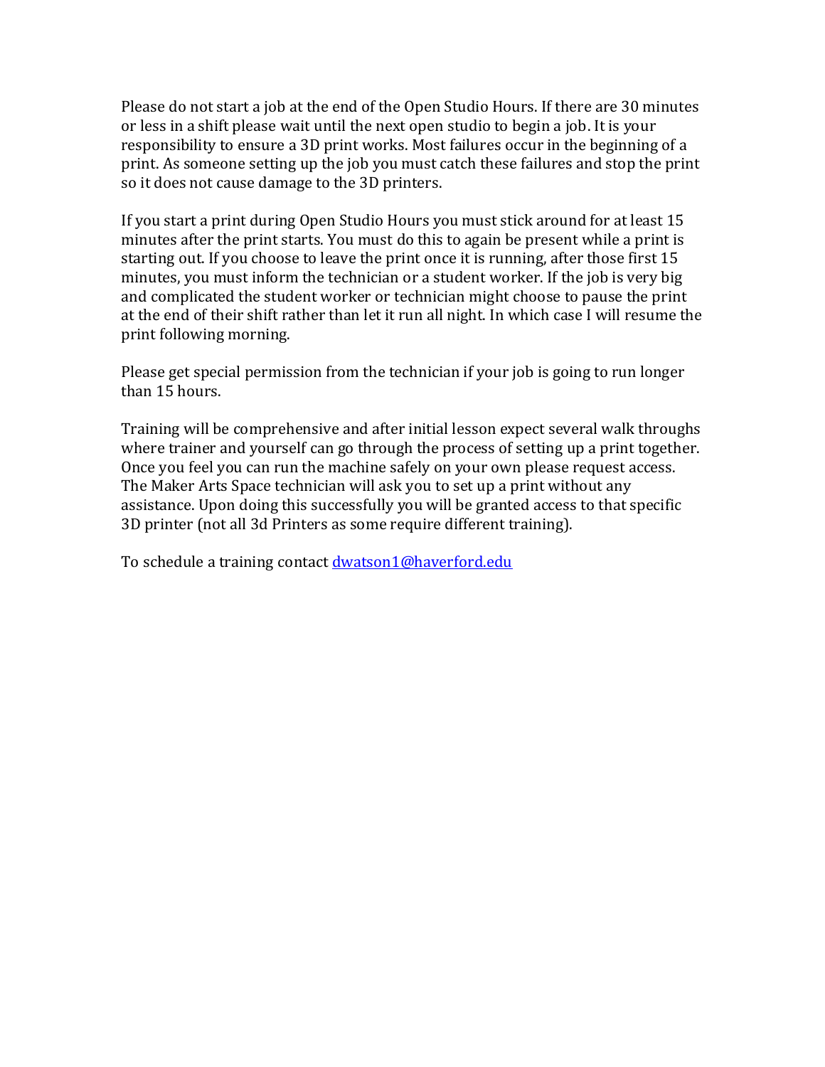Please do not start a job at the end of the Open Studio Hours. If there are 30 minutes or less in a shift please wait until the next open studio to begin a job. It is your responsibility to ensure a 3D print works. Most failures occur in the beginning of a print. As someone setting up the job you must catch these failures and stop the print so it does not cause damage to the 3D printers.

If you start a print during Open Studio Hours you must stick around for at least 15 minutes after the print starts. You must do this to again be present while a print is starting out. If you choose to leave the print once it is running, after those first 15 minutes, you must inform the technician or a student worker. If the job is very big and complicated the student worker or technician might choose to pause the print at the end of their shift rather than let it run all night. In which case I will resume the print following morning.

Please get special permission from the technician if your job is going to run longer than 15 hours.

Training will be comprehensive and after initial lesson expect several walk throughs where trainer and yourself can go through the process of setting up a print together. Once you feel you can run the machine safely on your own please request access. The Maker Arts Space technician will ask you to set up a print without any assistance. Upon doing this successfully you will be granted access to that specific 3D printer (not all 3d Printers as some require different training).

To schedule a training contact [dwatson1@haverford.edu](mailto:dwatson1@haverford.edu)